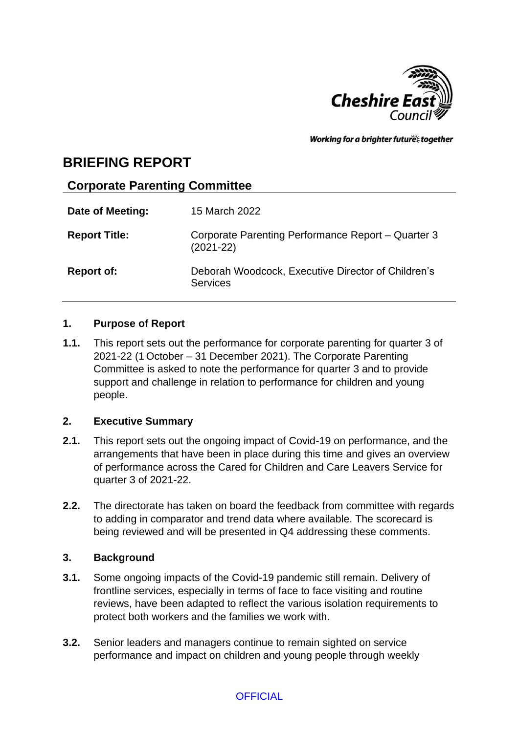Cheshire East Council

*Working for a brighter future together*

# BRIEFING REPORT

## Corporate Parenting Committee

| | |
|---|---|
| **Date of Meeting:** | 15 March 2022 |
| **Report Title:** | Corporate Parenting Performance Report – Quarter 3 (2021-22) |
| **Report of:** | Deborah Woodcock, Executive Director of Children's Services |

## 1. Purpose of Report

**1.1.** This report sets out the performance for corporate parenting for quarter 3 of 2021-22 (1 October – 31 December 2021). The Corporate Parenting Committee is asked to note the performance for quarter 3 and to provide support and challenge in relation to performance for children and young people.

## 2. Executive Summary

**2.1.** This report sets out the ongoing impact of Covid-19 on performance, and the arrangements that have been in place during this time and gives an overview of performance across the Cared for Children and Care Leavers Service for quarter 3 of 2021-22.

**2.2.** The directorate has taken on board the feedback from committee with regards to adding in comparator and trend data where available. The scorecard is being reviewed and will be presented in Q4 addressing these comments.

## 3. Background

**3.1.** Some ongoing impacts of the Covid-19 pandemic still remain. Delivery of frontline services, especially in terms of face to face visiting and routine reviews, have been adapted to reflect the various isolation requirements to protect both workers and the families we work with.

**3.2.** Senior leaders and managers continue to remain sighted on service performance and impact on children and young people through weekly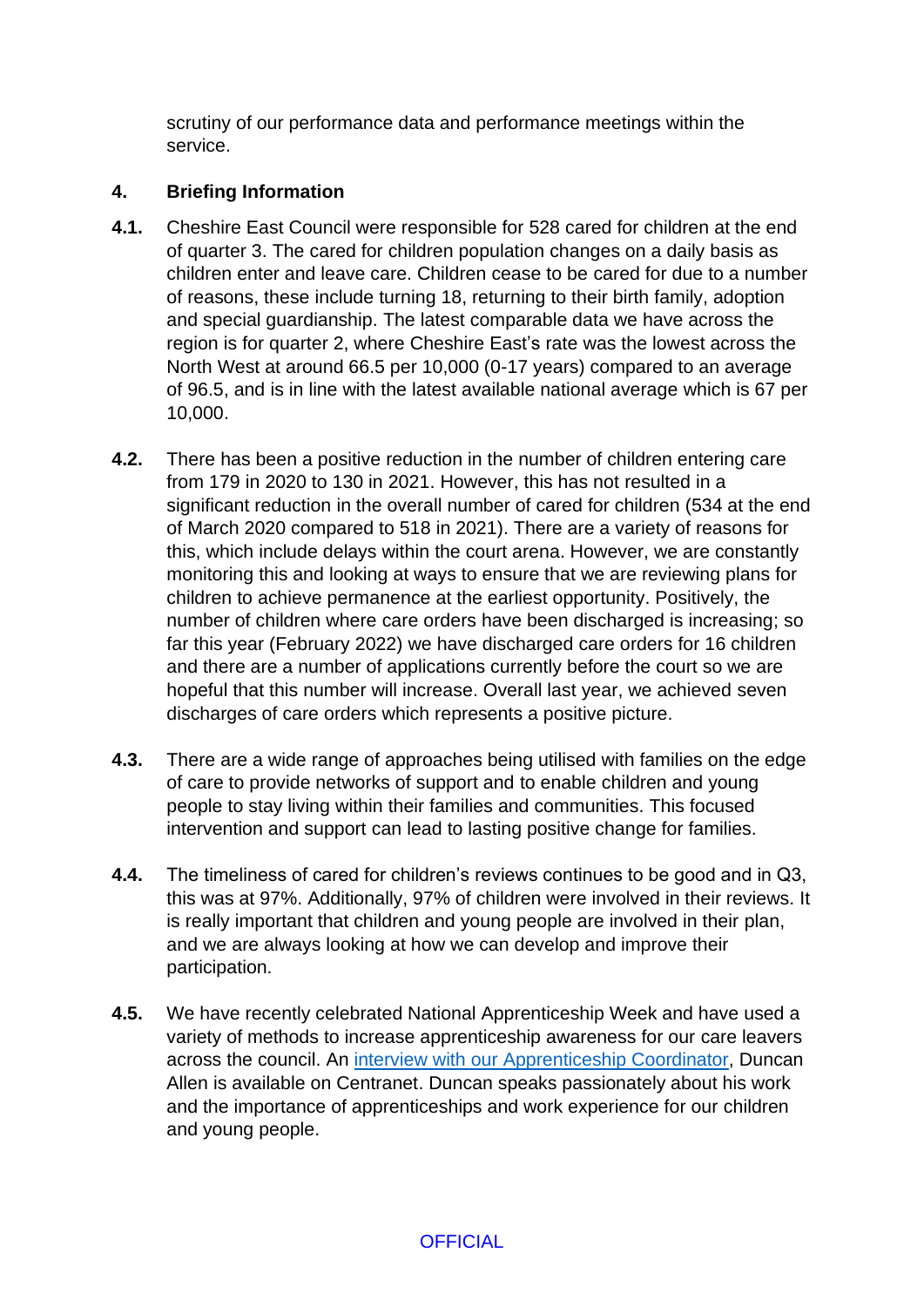scrutiny of our performance data and performance meetings within the service.

## 4. Briefing Information

**4.1.** Cheshire East Council were responsible for 528 cared for children at the end of quarter 3. The cared for children population changes on a daily basis as children enter and leave care. Children cease to be cared for due to a number of reasons, these include turning 18, returning to their birth family, adoption and special guardianship. The latest comparable data we have across the region is for quarter 2, where Cheshire East's rate was the lowest across the North West at around 66.5 per 10,000 (0-17 years) compared to an average of 96.5, and is in line with the latest available national average which is 67 per 10,000.

**4.2.** There has been a positive reduction in the number of children entering care from 179 in 2020 to 130 in 2021. However, this has not resulted in a significant reduction in the overall number of cared for children (534 at the end of March 2020 compared to 518 in 2021). There are a variety of reasons for this, which include delays within the court arena. However, we are constantly monitoring this and looking at ways to ensure that we are reviewing plans for children to achieve permanence at the earliest opportunity. Positively, the number of children where care orders have been discharged is increasing; so far this year (February 2022) we have discharged care orders for 16 children and there are a number of applications currently before the court so we are hopeful that this number will increase. Overall last year, we achieved seven discharges of care orders which represents a positive picture.

**4.3.** There are a wide range of approaches being utilised with families on the edge of care to provide networks of support and to enable children and young people to stay living within their families and communities. This focused intervention and support can lead to lasting positive change for families.

**4.4.** The timeliness of cared for children's reviews continues to be good and in Q3, this was at 97%. Additionally, 97% of children were involved in their reviews. It is really important that children and young people are involved in their plan, and we are always looking at how we can develop and improve their participation.

**4.5.** We have recently celebrated National Apprenticeship Week and have used a variety of methods to increase apprenticeship awareness for our care leavers across the council. An interview with our Apprenticeship Coordinator, Duncan Allen is available on Centranet. Duncan speaks passionately about his work and the importance of apprenticeships and work experience for our children and young people.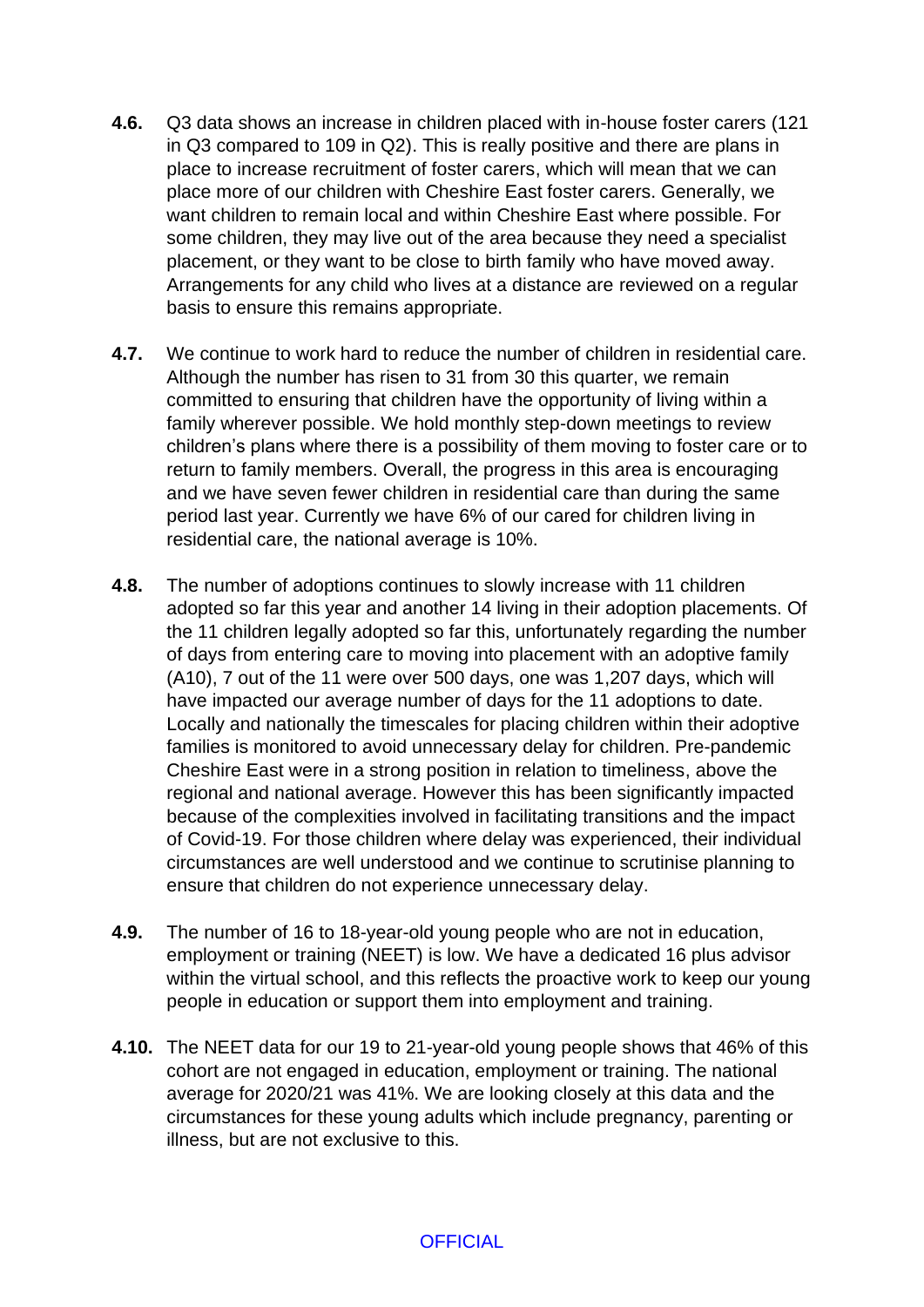**4.6.** Q3 data shows an increase in children placed with in-house foster carers (121 in Q3 compared to 109 in Q2). This is really positive and there are plans in place to increase recruitment of foster carers, which will mean that we can place more of our children with Cheshire East foster carers. Generally, we want children to remain local and within Cheshire East where possible. For some children, they may live out of the area because they need a specialist placement, or they want to be close to birth family who have moved away. Arrangements for any child who lives at a distance are reviewed on a regular basis to ensure this remains appropriate.

**4.7.** We continue to work hard to reduce the number of children in residential care. Although the number has risen to 31 from 30 this quarter, we remain committed to ensuring that children have the opportunity of living within a family wherever possible. We hold monthly step-down meetings to review children's plans where there is a possibility of them moving to foster care or to return to family members. Overall, the progress in this area is encouraging and we have seven fewer children in residential care than during the same period last year. Currently we have 6% of our cared for children living in residential care, the national average is 10%.

**4.8.** The number of adoptions continues to slowly increase with 11 children adopted so far this year and another 14 living in their adoption placements. Of the 11 children legally adopted so far this, unfortunately regarding the number of days from entering care to moving into placement with an adoptive family (A10), 7 out of the 11 were over 500 days, one was 1,207 days, which will have impacted our average number of days for the 11 adoptions to date. Locally and nationally the timescales for placing children within their adoptive families is monitored to avoid unnecessary delay for children. Pre-pandemic Cheshire East were in a strong position in relation to timeliness, above the regional and national average. However this has been significantly impacted because of the complexities involved in facilitating transitions and the impact of Covid-19. For those children where delay was experienced, their individual circumstances are well understood and we continue to scrutinise planning to ensure that children do not experience unnecessary delay.

**4.9.** The number of 16 to 18-year-old young people who are not in education, employment or training (NEET) is low. We have a dedicated 16 plus advisor within the virtual school, and this reflects the proactive work to keep our young people in education or support them into employment and training.

**4.10.** The NEET data for our 19 to 21-year-old young people shows that 46% of this cohort are not engaged in education, employment or training. The national average for 2020/21 was 41%. We are looking closely at this data and the circumstances for these young adults which include pregnancy, parenting or illness, but are not exclusive to this.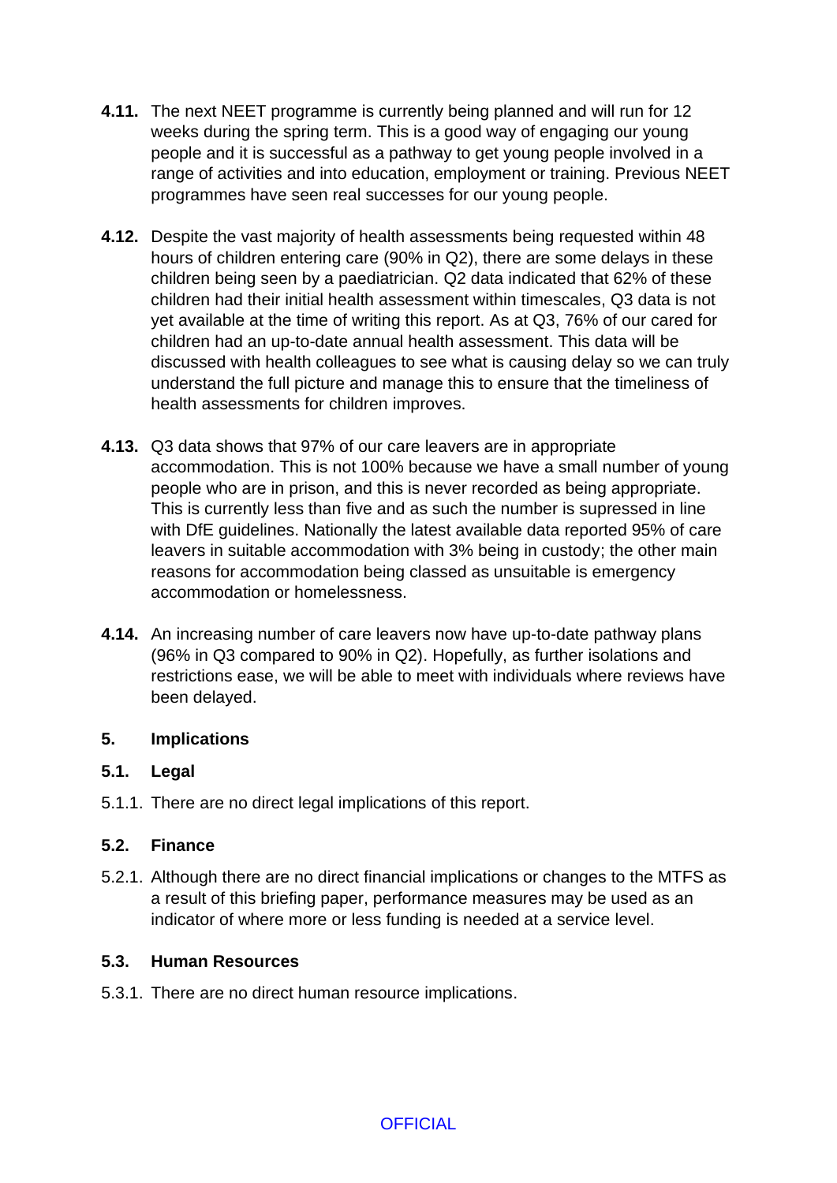**4.11.** The next NEET programme is currently being planned and will run for 12 weeks during the spring term. This is a good way of engaging our young people and it is successful as a pathway to get young people involved in a range of activities and into education, employment or training. Previous NEET programmes have seen real successes for our young people.

**4.12.** Despite the vast majority of health assessments being requested within 48 hours of children entering care (90% in Q2), there are some delays in these children being seen by a paediatrician. Q2 data indicated that 62% of these children had their initial health assessment within timescales, Q3 data is not yet available at the time of writing this report. As at Q3, 76% of our cared for children had an up-to-date annual health assessment. This data will be discussed with health colleagues to see what is causing delay so we can truly understand the full picture and manage this to ensure that the timeliness of health assessments for children improves.

**4.13.** Q3 data shows that 97% of our care leavers are in appropriate accommodation. This is not 100% because we have a small number of young people who are in prison, and this is never recorded as being appropriate. This is currently less than five and as such the number is supressed in line with DfE guidelines. Nationally the latest available data reported 95% of care leavers in suitable accommodation with 3% being in custody; the other main reasons for accommodation being classed as unsuitable is emergency accommodation or homelessness.

**4.14.** An increasing number of care leavers now have up-to-date pathway plans (96% in Q3 compared to 90% in Q2). Hopefully, as further isolations and restrictions ease, we will be able to meet with individuals where reviews have been delayed.

## 5. Implications

### 5.1. Legal

5.1.1. There are no direct legal implications of this report.

### 5.2. Finance

5.2.1. Although there are no direct financial implications or changes to the MTFS as a result of this briefing paper, performance measures may be used as an indicator of where more or less funding is needed at a service level.

### 5.3. Human Resources

5.3.1. There are no direct human resource implications.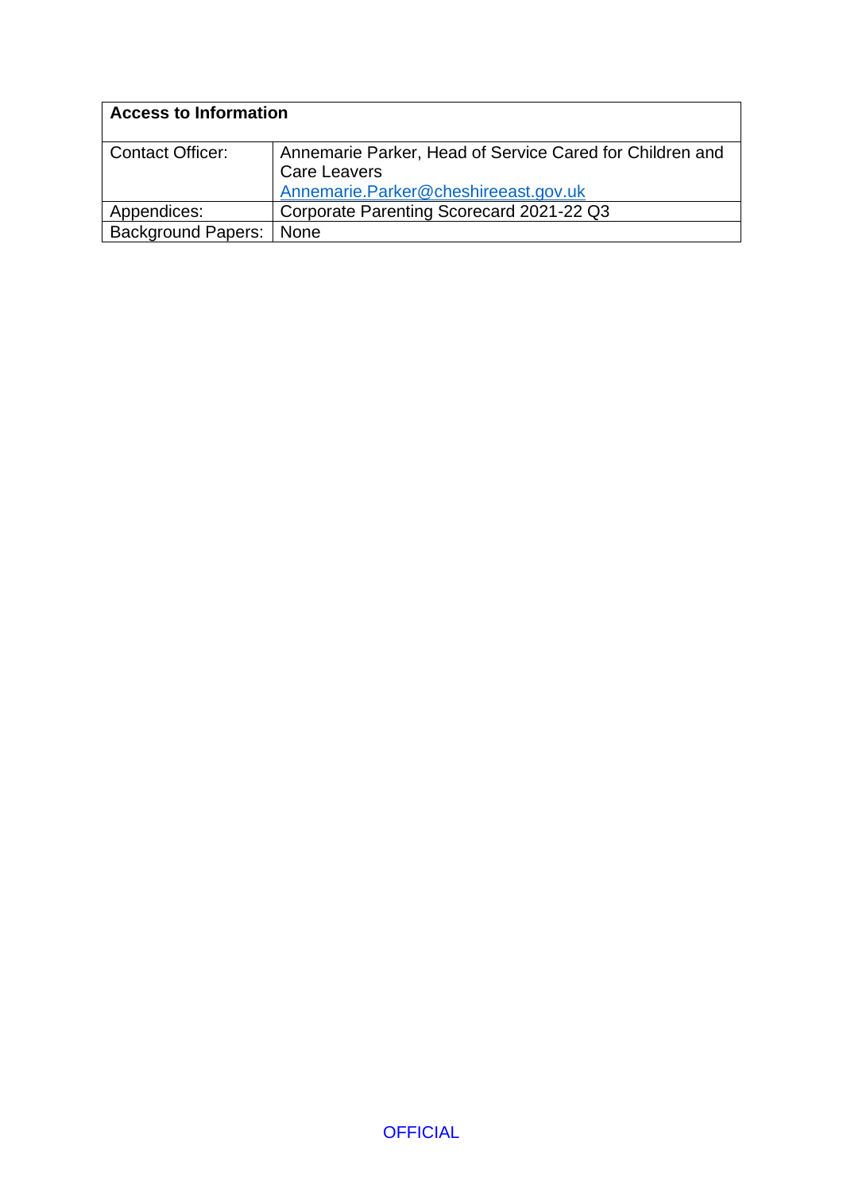| Access to Information | |
|---|---|
| Contact Officer: | Annemarie Parker, Head of Service Cared for Children and Care Leavers<br>Annemarie.Parker@cheshireeast.gov.uk |
| Appendices: | Corporate Parenting Scorecard 2021-22 Q3 |
| Background Papers: | None |